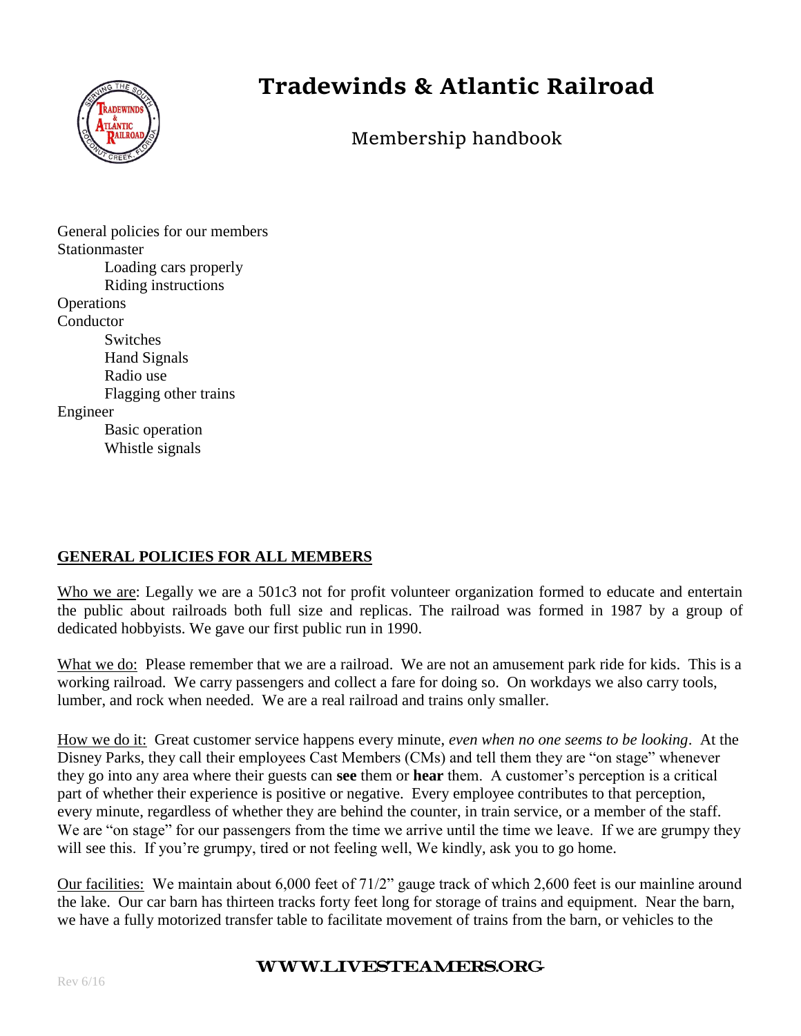# Tradewinds & Atlantic Railroad

Membership handbook

General policies for our members
Stationmaster
- Loading cars properly
- Riding instructions

Operations
Conductor
- Switches
- Hand Signals
- Radio use
- Flagging other trains

Engineer
- Basic operation
- Whistle signals

## GENERAL POLICIES FOR ALL MEMBERS

Who we are: Legally we are a 501c3 not for profit volunteer organization formed to educate and entertain the public about railroads both full size and replicas. The railroad was formed in 1987 by a group of dedicated hobbyists. We gave our first public run in 1990.

What we do: Please remember that we are a railroad. We are not an amusement park ride for kids. This is a working railroad. We carry passengers and collect a fare for doing so. On workdays we also carry tools, lumber, and rock when needed. We are a real railroad and trains only smaller.

How we do it: Great customer service happens every minute, *even when no one seems to be looking*. At the Disney Parks, they call their employees Cast Members (CMs) and tell them they are "on stage" whenever they go into any area where their guests can **see** them or **hear** them. A customer's perception is a critical part of whether their experience is positive or negative. Every employee contributes to that perception, every minute, regardless of whether they are behind the counter, in train service, or a member of the staff. We are "on stage" for our passengers from the time we arrive until the time we leave. If we are grumpy they will see this. If you're grumpy, tired or not feeling well, We kindly, ask you to go home.

Our facilities: We maintain about 6,000 feet of 71/2" gauge track of which 2,600 feet is our mainline around the lake. Our car barn has thirteen tracks forty feet long for storage of trains and equipment. Near the barn, we have a fully motorized transfer table to facilitate movement of trains from the barn, or vehicles to the

WWW.LIVESTEAMERS.ORG

Rev 6/16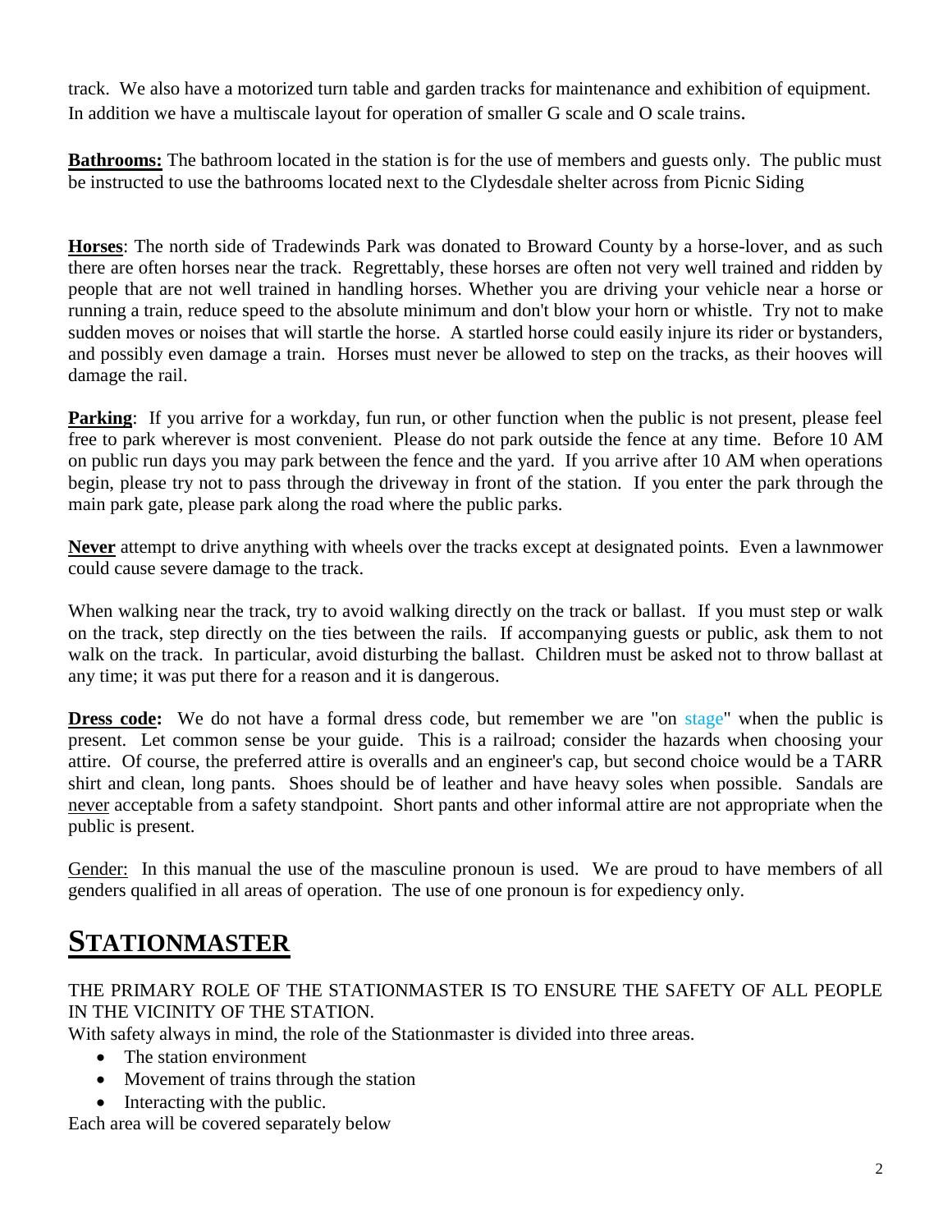track. We also have a motorized turn table and garden tracks for maintenance and exhibition of equipment. In addition we have a multiscale layout for operation of smaller G scale and O scale trains.

**Bathrooms:** The bathroom located in the station is for the use of members and guests only. The public must be instructed to use the bathrooms located next to the Clydesdale shelter across from Picnic Siding

**Horses**: The north side of Tradewinds Park was donated to Broward County by a horse-lover, and as such there are often horses near the track. Regrettably, these horses are often not very well trained and ridden by people that are not well trained in handling horses. Whether you are driving your vehicle near a horse or running a train, reduce speed to the absolute minimum and don't blow your horn or whistle. Try not to make sudden moves or noises that will startle the horse. A startled horse could easily injure its rider or bystanders, and possibly even damage a train. Horses must never be allowed to step on the tracks, as their hooves will damage the rail.

**Parking**: If you arrive for a workday, fun run, or other function when the public is not present, please feel free to park wherever is most convenient. Please do not park outside the fence at any time. Before 10 AM on public run days you may park between the fence and the yard. If you arrive after 10 AM when operations begin, please try not to pass through the driveway in front of the station. If you enter the park through the main park gate, please park along the road where the public parks.

**Never** attempt to drive anything with wheels over the tracks except at designated points. Even a lawnmower could cause severe damage to the track.

When walking near the track, try to avoid walking directly on the track or ballast. If you must step or walk on the track, step directly on the ties between the rails. If accompanying guests or public, ask them to not walk on the track. In particular, avoid disturbing the ballast. Children must be asked not to throw ballast at any time; it was put there for a reason and it is dangerous.

**Dress code:** We do not have a formal dress code, but remember we are "on stage" when the public is present. Let common sense be your guide. This is a railroad; consider the hazards when choosing your attire. Of course, the preferred attire is overalls and an engineer's cap, but second choice would be a TARR shirt and clean, long pants. Shoes should be of leather and have heavy soles when possible. Sandals are never acceptable from a safety standpoint. Short pants and other informal attire are not appropriate when the public is present.

Gender: In this manual the use of the masculine pronoun is used. We are proud to have members of all genders qualified in all areas of operation. The use of one pronoun is for expediency only.

# STATIONMASTER

THE PRIMARY ROLE OF THE STATIONMASTER IS TO ENSURE THE SAFETY OF ALL PEOPLE IN THE VICINITY OF THE STATION.

With safety always in mind, the role of the Stationmaster is divided into three areas.

- The station environment
- Movement of trains through the station
- Interacting with the public.

Each area will be covered separately below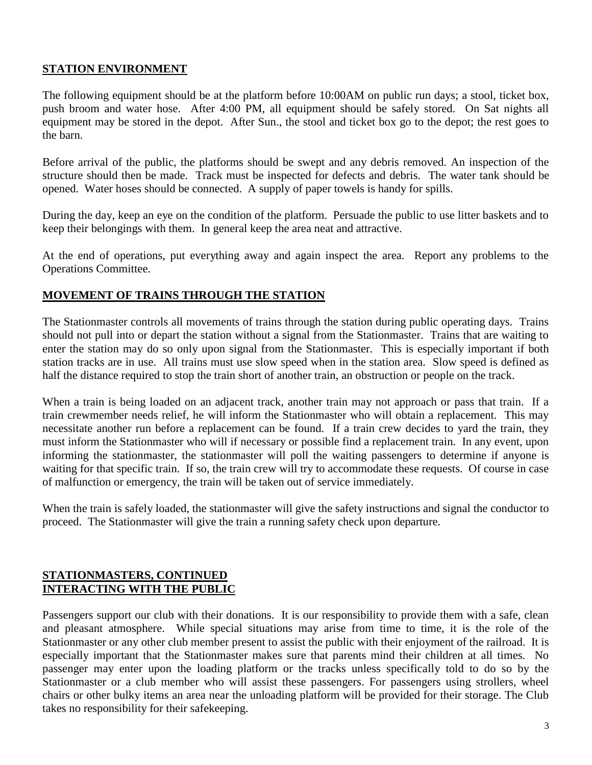## STATION ENVIRONMENT

The following equipment should be at the platform before 10:00AM on public run days; a stool, ticket box, push broom and water hose. After 4:00 PM, all equipment should be safely stored. On Sat nights all equipment may be stored in the depot. After Sun., the stool and ticket box go to the depot; the rest goes to the barn.

Before arrival of the public, the platforms should be swept and any debris removed. An inspection of the structure should then be made. Track must be inspected for defects and debris. The water tank should be opened. Water hoses should be connected. A supply of paper towels is handy for spills.

During the day, keep an eye on the condition of the platform. Persuade the public to use litter baskets and to keep their belongings with them. In general keep the area neat and attractive.

At the end of operations, put everything away and again inspect the area. Report any problems to the Operations Committee.

## MOVEMENT OF TRAINS THROUGH THE STATION

The Stationmaster controls all movements of trains through the station during public operating days. Trains should not pull into or depart the station without a signal from the Stationmaster. Trains that are waiting to enter the station may do so only upon signal from the Stationmaster. This is especially important if both station tracks are in use. All trains must use slow speed when in the station area. Slow speed is defined as half the distance required to stop the train short of another train, an obstruction or people on the track.

When a train is being loaded on an adjacent track, another train may not approach or pass that train. If a train crewmember needs relief, he will inform the Stationmaster who will obtain a replacement. This may necessitate another run before a replacement can be found. If a train crew decides to yard the train, they must inform the Stationmaster who will if necessary or possible find a replacement train. In any event, upon informing the stationmaster, the stationmaster will poll the waiting passengers to determine if anyone is waiting for that specific train. If so, the train crew will try to accommodate these requests. Of course in case of malfunction or emergency, the train will be taken out of service immediately.

When the train is safely loaded, the stationmaster will give the safety instructions and signal the conductor to proceed. The Stationmaster will give the train a running safety check upon departure.

## STATIONMASTERS, CONTINUED
## INTERACTING WITH THE PUBLIC

Passengers support our club with their donations. It is our responsibility to provide them with a safe, clean and pleasant atmosphere. While special situations may arise from time to time, it is the role of the Stationmaster or any other club member present to assist the public with their enjoyment of the railroad. It is especially important that the Stationmaster makes sure that parents mind their children at all times. No passenger may enter upon the loading platform or the tracks unless specifically told to do so by the Stationmaster or a club member who will assist these passengers. For passengers using strollers, wheel chairs or other bulky items an area near the unloading platform will be provided for their storage. The Club takes no responsibility for their safekeeping.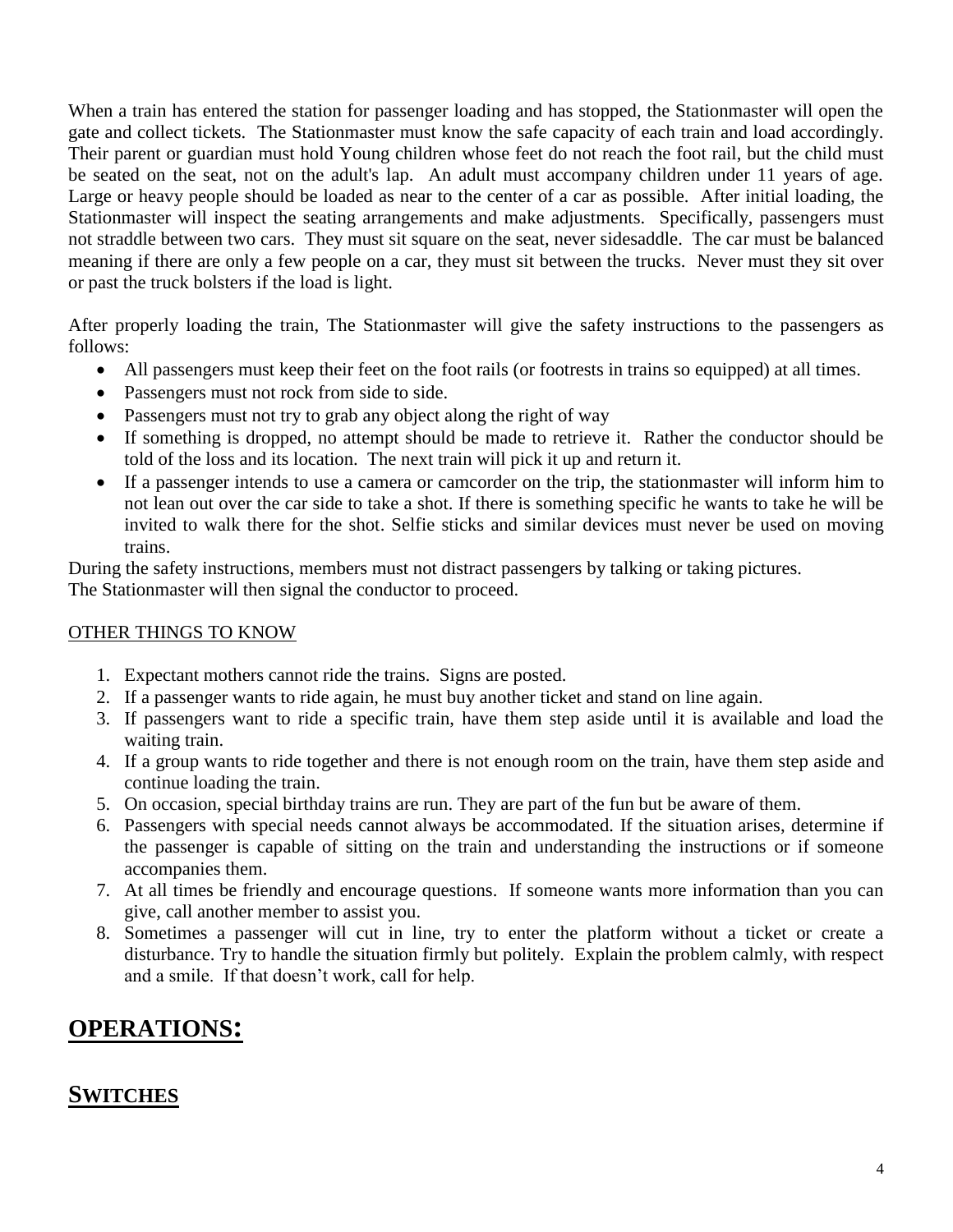When a train has entered the station for passenger loading and has stopped, the Stationmaster will open the gate and collect tickets. The Stationmaster must know the safe capacity of each train and load accordingly. Their parent or guardian must hold Young children whose feet do not reach the foot rail, but the child must be seated on the seat, not on the adult's lap. An adult must accompany children under 11 years of age. Large or heavy people should be loaded as near to the center of a car as possible. After initial loading, the Stationmaster will inspect the seating arrangements and make adjustments. Specifically, passengers must not straddle between two cars. They must sit square on the seat, never sidesaddle. The car must be balanced meaning if there are only a few people on a car, they must sit between the trucks. Never must they sit over or past the truck bolsters if the load is light.

After properly loading the train, The Stationmaster will give the safety instructions to the passengers as follows:

- All passengers must keep their feet on the foot rails (or footrests in trains so equipped) at all times.
- Passengers must not rock from side to side.
- Passengers must not try to grab any object along the right of way
- If something is dropped, no attempt should be made to retrieve it. Rather the conductor should be told of the loss and its location. The next train will pick it up and return it.
- If a passenger intends to use a camera or camcorder on the trip, the stationmaster will inform him to not lean out over the car side to take a shot. If there is something specific he wants to take he will be invited to walk there for the shot. Selfie sticks and similar devices must never be used on moving trains.

During the safety instructions, members must not distract passengers by talking or taking pictures.
The Stationmaster will then signal the conductor to proceed.

<u>OTHER THINGS TO KNOW</u>

1. Expectant mothers cannot ride the trains. Signs are posted.
2. If a passenger wants to ride again, he must buy another ticket and stand on line again.
3. If passengers want to ride a specific train, have them step aside until it is available and load the waiting train.
4. If a group wants to ride together and there is not enough room on the train, have them step aside and continue loading the train.
5. On occasion, special birthday trains are run. They are part of the fun but be aware of them.
6. Passengers with special needs cannot always be accommodated. If the situation arises, determine if the passenger is capable of sitting on the train and understanding the instructions or if someone accompanies them.
7. At all times be friendly and encourage questions. If someone wants more information than you can give, call another member to assist you.
8. Sometimes a passenger will cut in line, try to enter the platform without a ticket or create a disturbance. Try to handle the situation firmly but politely. Explain the problem calmly, with respect and a smile. If that doesn't work, call for help.

# OPERATIONS:

## SWITCHES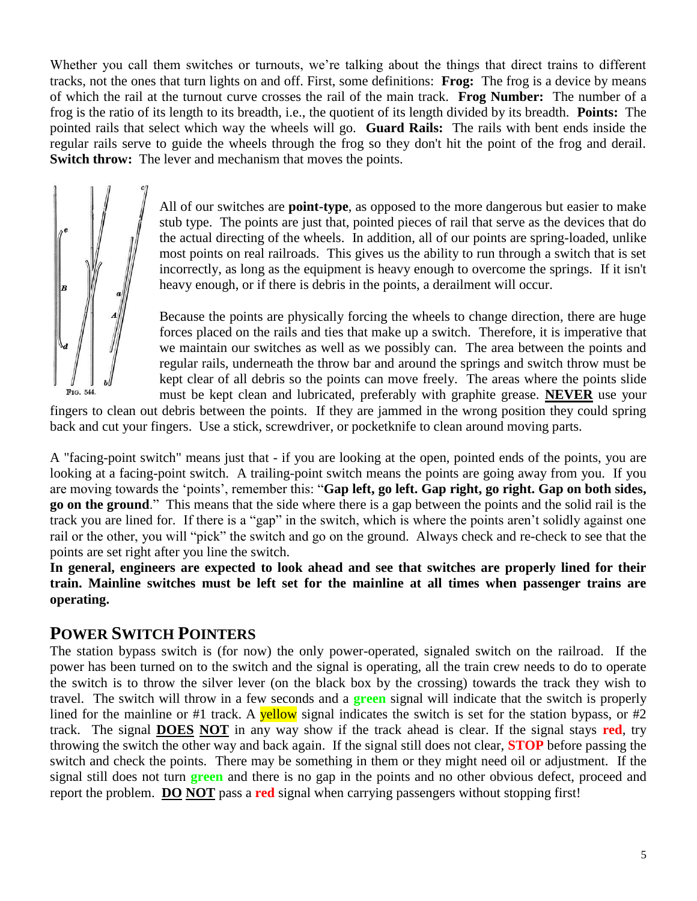Whether you call them switches or turnouts, we're talking about the things that direct trains to different tracks, not the ones that turn lights on and off. First, some definitions: **Frog:** The frog is a device by means of which the rail at the turnout curve crosses the rail of the main track. **Frog Number:** The number of a frog is the ratio of its length to its breadth, i.e., the quotient of its length divided by its breadth. **Points:** The pointed rails that select which way the wheels will go. **Guard Rails:** The rails with bent ends inside the regular rails serve to guide the wheels through the frog so they don't hit the point of the frog and derail. **Switch throw:** The lever and mechanism that moves the points.

FIG. 544.

All of our switches are **point-type**, as opposed to the more dangerous but easier to make stub type. The points are just that, pointed pieces of rail that serve as the devices that do the actual directing of the wheels. In addition, all of our points are spring-loaded, unlike most points on real railroads. This gives us the ability to run through a switch that is set incorrectly, as long as the equipment is heavy enough to overcome the springs. If it isn't heavy enough, or if there is debris in the points, a derailment will occur.

Because the points are physically forcing the wheels to change direction, there are huge forces placed on the rails and ties that make up a switch. Therefore, it is imperative that we maintain our switches as well as we possibly can. The area between the points and regular rails, underneath the throw bar and around the springs and switch throw must be kept clear of all debris so the points can move freely. The areas where the points slide must be kept clean and lubricated, preferably with graphite grease. **NEVER** use your fingers to clean out debris between the points. If they are jammed in the wrong position they could spring back and cut your fingers. Use a stick, screwdriver, or pocketknife to clean around moving parts.

A "facing-point switch" means just that - if you are looking at the open, pointed ends of the points, you are looking at a facing-point switch. A trailing-point switch means the points are going away from you. If you are moving towards the 'points', remember this: "**Gap left, go left. Gap right, go right. Gap on both sides, go on the ground**." This means that the side where there is a gap between the points and the solid rail is the track you are lined for. If there is a "gap" in the switch, which is where the points aren't solidly against one rail or the other, you will "pick" the switch and go on the ground. Always check and re-check to see that the points are set right after you line the switch.

**In general, engineers are expected to look ahead and see that switches are properly lined for their train. Mainline switches must be left set for the mainline at all times when passenger trains are operating.**

## POWER SWITCH POINTERS

The station bypass switch is (for now) the only power-operated, signaled switch on the railroad. If the power has been turned on to the switch and the signal is operating, all the train crew needs to do to operate the switch is to throw the silver lever (on the black box by the crossing) towards the track they wish to travel. The switch will throw in a few seconds and a **green** signal will indicate that the switch is properly lined for the mainline or #1 track. A yellow signal indicates the switch is set for the station bypass, or #2 track. The signal **DOES NOT** in any way show if the track ahead is clear. If the signal stays **red**, try throwing the switch the other way and back again. If the signal still does not clear, **STOP** before passing the switch and check the points. There may be something in them or they might need oil or adjustment. If the signal still does not turn **green** and there is no gap in the points and no other obvious defect, proceed and report the problem. **DO NOT** pass a **red** signal when carrying passengers without stopping first!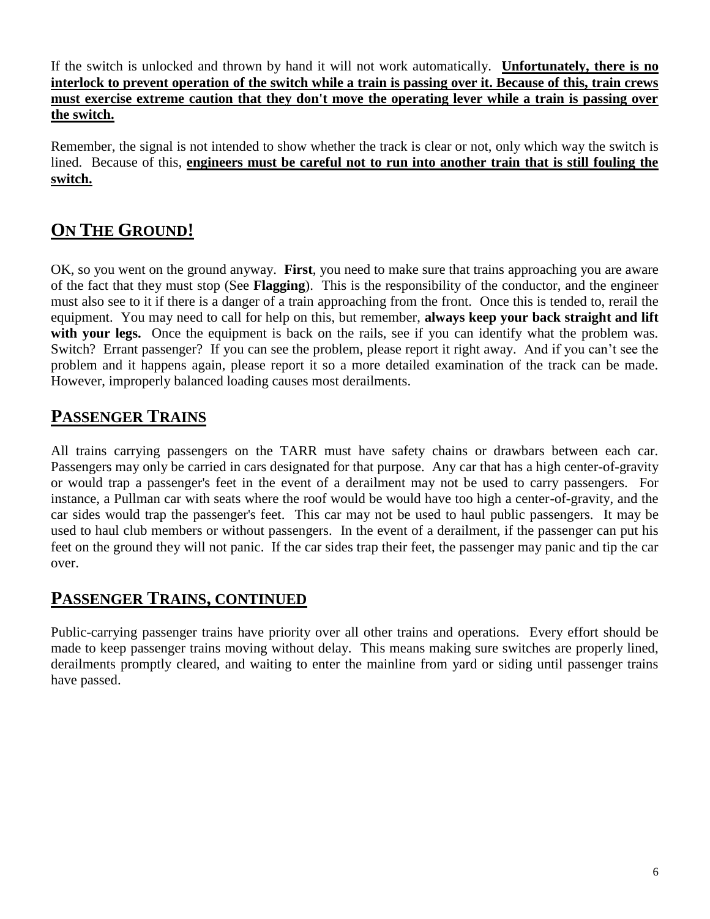If the switch is unlocked and thrown by hand it will not work automatically. **Unfortunately, there is no interlock to prevent operation of the switch while a train is passing over it. Because of this, train crews must exercise extreme caution that they don't move the operating lever while a train is passing over the switch.**

Remember, the signal is not intended to show whether the track is clear or not, only which way the switch is lined. Because of this, **engineers must be careful not to run into another train that is still fouling the switch.**

## ON THE GROUND!

OK, so you went on the ground anyway. **First**, you need to make sure that trains approaching you are aware of the fact that they must stop (See **Flagging**). This is the responsibility of the conductor, and the engineer must also see to it if there is a danger of a train approaching from the front. Once this is tended to, rerail the equipment. You may need to call for help on this, but remember, **always keep your back straight and lift with your legs.** Once the equipment is back on the rails, see if you can identify what the problem was. Switch? Errant passenger? If you can see the problem, please report it right away. And if you can't see the problem and it happens again, please report it so a more detailed examination of the track can be made. However, improperly balanced loading causes most derailments.

## PASSENGER TRAINS

All trains carrying passengers on the TARR must have safety chains or drawbars between each car. Passengers may only be carried in cars designated for that purpose. Any car that has a high center-of-gravity or would trap a passenger's feet in the event of a derailment may not be used to carry passengers. For instance, a Pullman car with seats where the roof would be would have too high a center-of-gravity, and the car sides would trap the passenger's feet. This car may not be used to haul public passengers. It may be used to haul club members or without passengers. In the event of a derailment, if the passenger can put his feet on the ground they will not panic. If the car sides trap their feet, the passenger may panic and tip the car over.

## PASSENGER TRAINS, CONTINUED

Public-carrying passenger trains have priority over all other trains and operations. Every effort should be made to keep passenger trains moving without delay. This means making sure switches are properly lined, derailments promptly cleared, and waiting to enter the mainline from yard or siding until passenger trains have passed.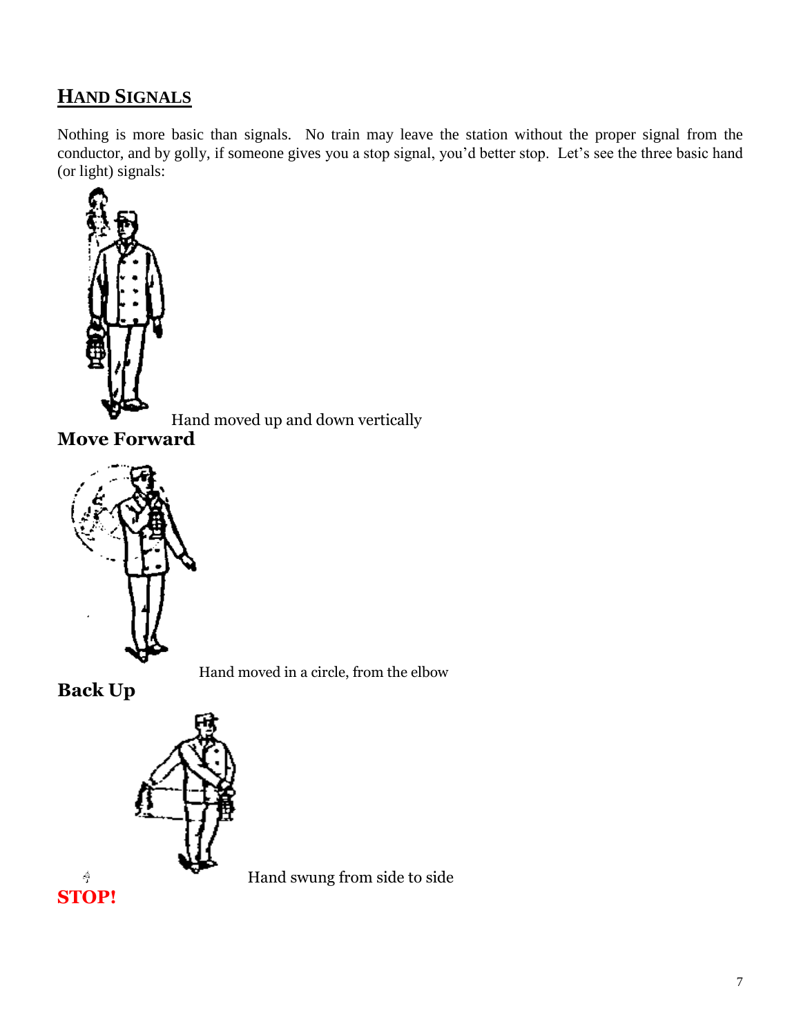## HAND SIGNALS

Nothing is more basic than signals. No train may leave the station without the proper signal from the conductor, and by golly, if someone gives you a stop signal, you'd better stop. Let's see the three basic hand (or light) signals:

Hand moved up and down vertically

**Move Forward**

Hand moved in a circle, from the elbow

**Back Up**

Hand swung from side to side

**STOP!**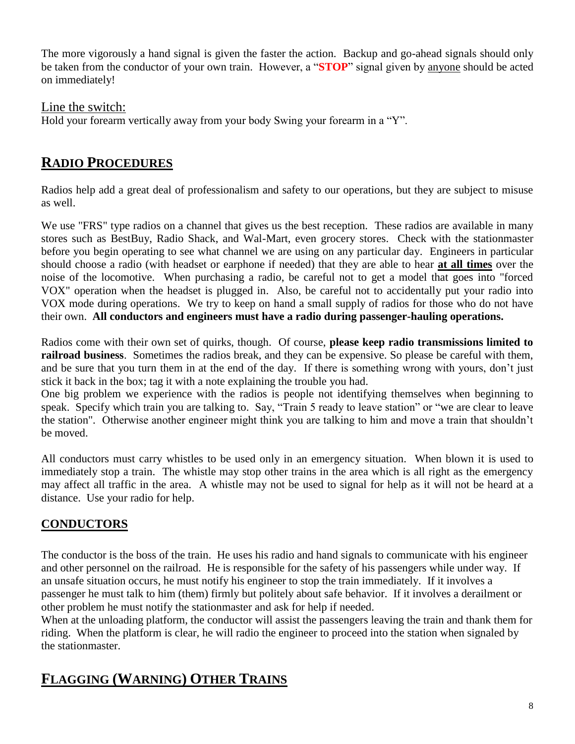The more vigorously a hand signal is given the faster the action. Backup and go-ahead signals should only be taken from the conductor of your own train. However, a "**STOP**" signal given by <u>anyone</u> should be acted on immediately!

<u>Line the switch:</u>

Hold your forearm vertically away from your body Swing your forearm in a "Y".

## RADIO PROCEDURES

Radios help add a great deal of professionalism and safety to our operations, but they are subject to misuse as well.

We use "FRS" type radios on a channel that gives us the best reception. These radios are available in many stores such as BestBuy, Radio Shack, and Wal-Mart, even grocery stores. Check with the stationmaster before you begin operating to see what channel we are using on any particular day. Engineers in particular should choose a radio (with headset or earphone if needed) that they are able to hear **<u>at all times</u>** over the noise of the locomotive. When purchasing a radio, be careful not to get a model that goes into "forced VOX" operation when the headset is plugged in. Also, be careful not to accidentally put your radio into VOX mode during operations. We try to keep on hand a small supply of radios for those who do not have their own. **All conductors and engineers must have a radio during passenger-hauling operations.**

Radios come with their own set of quirks, though. Of course, **please keep radio transmissions limited to railroad business**. Sometimes the radios break, and they can be expensive. So please be careful with them, and be sure that you turn them in at the end of the day. If there is something wrong with yours, don't just stick it back in the box; tag it with a note explaining the trouble you had.

One big problem we experience with the radios is people not identifying themselves when beginning to speak. Specify which train you are talking to. Say, "Train 5 ready to leave station" or "we are clear to leave the station". Otherwise another engineer might think you are talking to him and move a train that shouldn't be moved.

All conductors must carry whistles to be used only in an emergency situation. When blown it is used to immediately stop a train. The whistle may stop other trains in the area which is all right as the emergency may affect all traffic in the area. A whistle may not be used to signal for help as it will not be heard at a distance. Use your radio for help.

### CONDUCTORS

The conductor is the boss of the train. He uses his radio and hand signals to communicate with his engineer and other personnel on the railroad. He is responsible for the safety of his passengers while under way. If an unsafe situation occurs, he must notify his engineer to stop the train immediately. If it involves a passenger he must talk to him (them) firmly but politely about safe behavior. If it involves a derailment or other problem he must notify the stationmaster and ask for help if needed.

When at the unloading platform, the conductor will assist the passengers leaving the train and thank them for riding. When the platform is clear, he will radio the engineer to proceed into the station when signaled by the stationmaster.

## FLAGGING (WARNING) OTHER TRAINS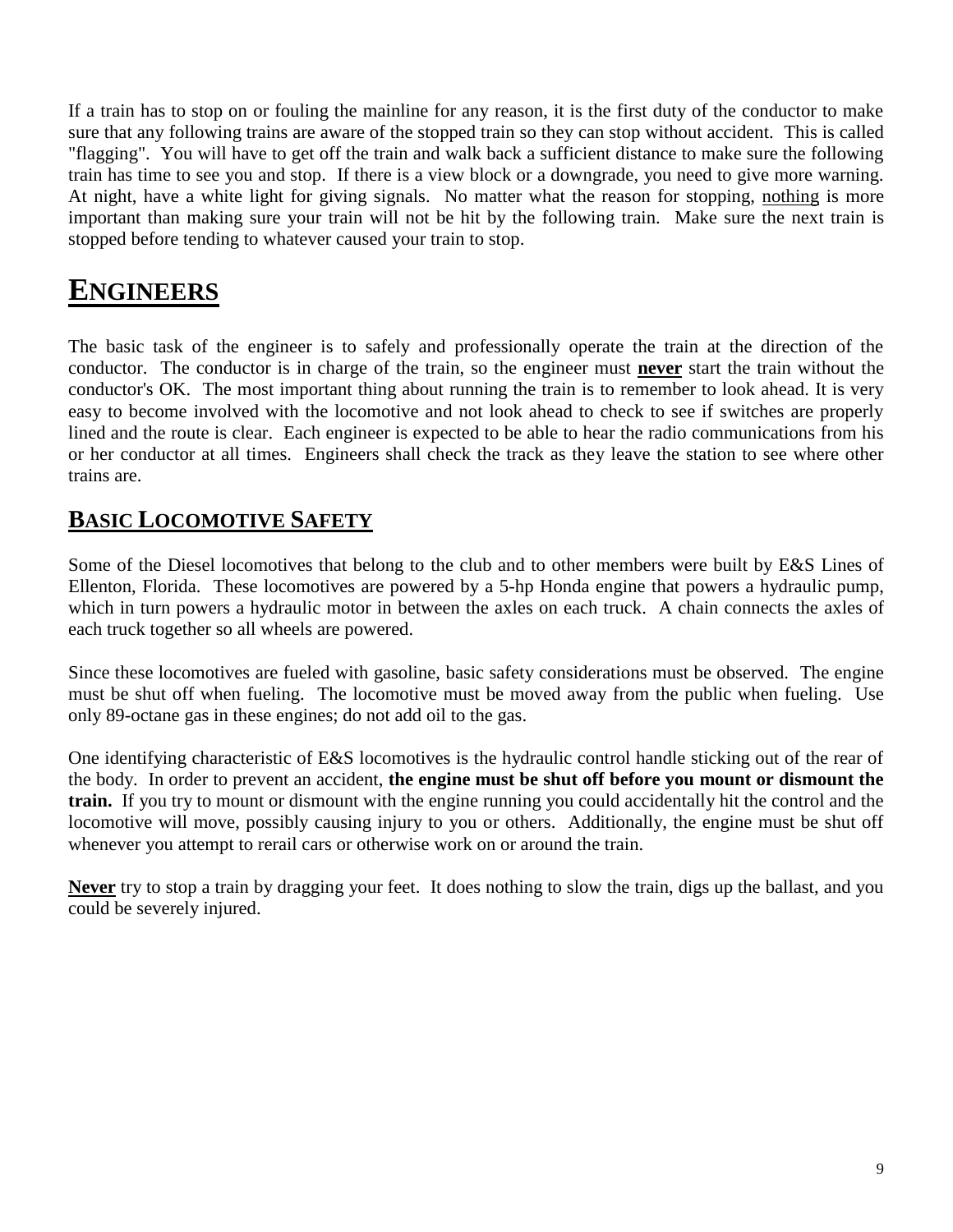If a train has to stop on or fouling the mainline for any reason, it is the first duty of the conductor to make sure that any following trains are aware of the stopped train so they can stop without accident. This is called "flagging". You will have to get off the train and walk back a sufficient distance to make sure the following train has time to see you and stop. If there is a view block or a downgrade, you need to give more warning. At night, have a white light for giving signals. No matter what the reason for stopping, <u>nothing</u> is more important than making sure your train will not be hit by the following train. Make sure the next train is stopped before tending to whatever caused your train to stop.

# ENGINEERS

The basic task of the engineer is to safely and professionally operate the train at the direction of the conductor. The conductor is in charge of the train, so the engineer must **<u>never</u>** start the train without the conductor's OK. The most important thing about running the train is to remember to look ahead. It is very easy to become involved with the locomotive and not look ahead to check to see if switches are properly lined and the route is clear. Each engineer is expected to be able to hear the radio communications from his or her conductor at all times. Engineers shall check the track as they leave the station to see where other trains are.

## BASIC LOCOMOTIVE SAFETY

Some of the Diesel locomotives that belong to the club and to other members were built by E&S Lines of Ellenton, Florida. These locomotives are powered by a 5-hp Honda engine that powers a hydraulic pump, which in turn powers a hydraulic motor in between the axles on each truck. A chain connects the axles of each truck together so all wheels are powered.

Since these locomotives are fueled with gasoline, basic safety considerations must be observed. The engine must be shut off when fueling. The locomotive must be moved away from the public when fueling. Use only 89-octane gas in these engines; do not add oil to the gas.

One identifying characteristic of E&S locomotives is the hydraulic control handle sticking out of the rear of the body. In order to prevent an accident, **the engine must be shut off before you mount or dismount the train.** If you try to mount or dismount with the engine running you could accidentally hit the control and the locomotive will move, possibly causing injury to you or others. Additionally, the engine must be shut off whenever you attempt to rerail cars or otherwise work on or around the train.

**<u>Never</u>** try to stop a train by dragging your feet. It does nothing to slow the train, digs up the ballast, and you could be severely injured.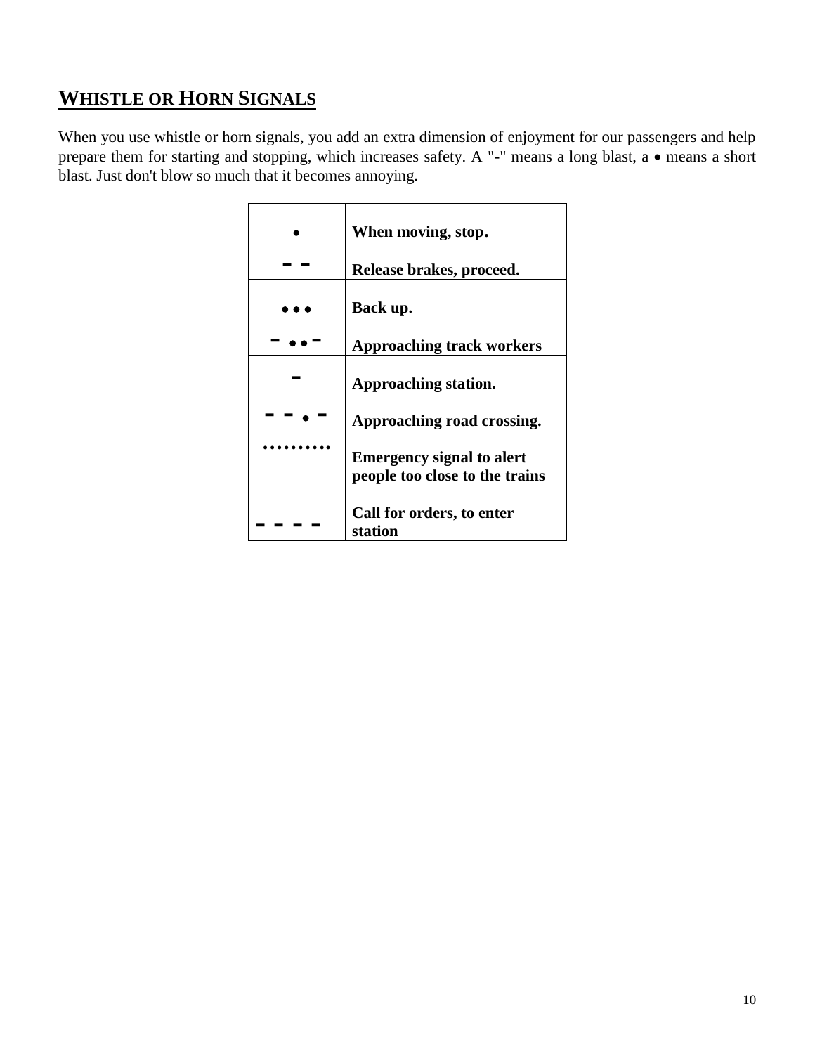## WHISTLE OR HORN SIGNALS

When you use whistle or horn signals, you add an extra dimension of enjoyment for our passengers and help prepare them for starting and stopping, which increases safety. A "-" means a long blast, a • means a short blast. Just don't blow so much that it becomes annoying.

| Signal | Meaning |
|---|---|
| • | **When moving, stop.** |
| - - | **Release brakes, proceed.** |
| • • • | **Back up.** |
| - • • - | **Approaching track workers** |
| - | **Approaching station.** |
| - - • - | **Approaching road crossing.** |
| ………. | **Emergency signal to alert people too close to the trains** |
| - - - - | **Call for orders, to enter station** |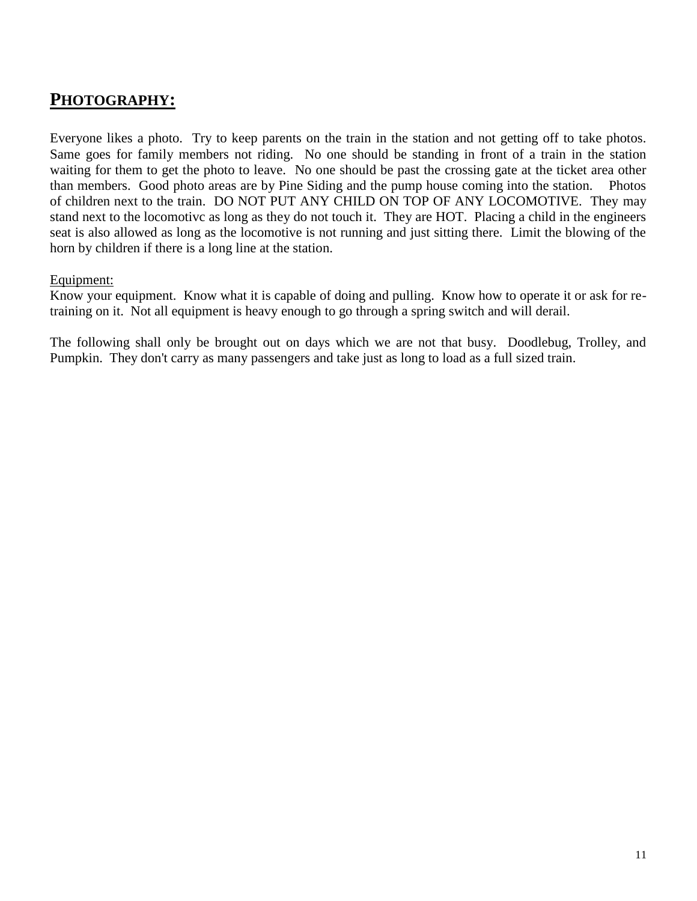## **PHOTOGRAPHY:**

Everyone likes a photo. Try to keep parents on the train in the station and not getting off to take photos. Same goes for family members not riding. No one should be standing in front of a train in the station waiting for them to get the photo to leave. No one should be past the crossing gate at the ticket area other than members. Good photo areas are by Pine Siding and the pump house coming into the station. Photos of children next to the train. DO NOT PUT ANY CHILD ON TOP OF ANY LOCOMOTIVE. They may stand next to the locomotivc as long as they do not touch it. They are HOT. Placing a child in the engineers seat is also allowed as long as the locomotive is not running and just sitting there. Limit the blowing of the horn by children if there is a long line at the station.

Equipment:

Know your equipment. Know what it is capable of doing and pulling. Know how to operate it or ask for re-training on it. Not all equipment is heavy enough to go through a spring switch and will derail.

The following shall only be brought out on days which we are not that busy. Doodlebug, Trolley, and Pumpkin. They don't carry as many passengers and take just as long to load as a full sized train.